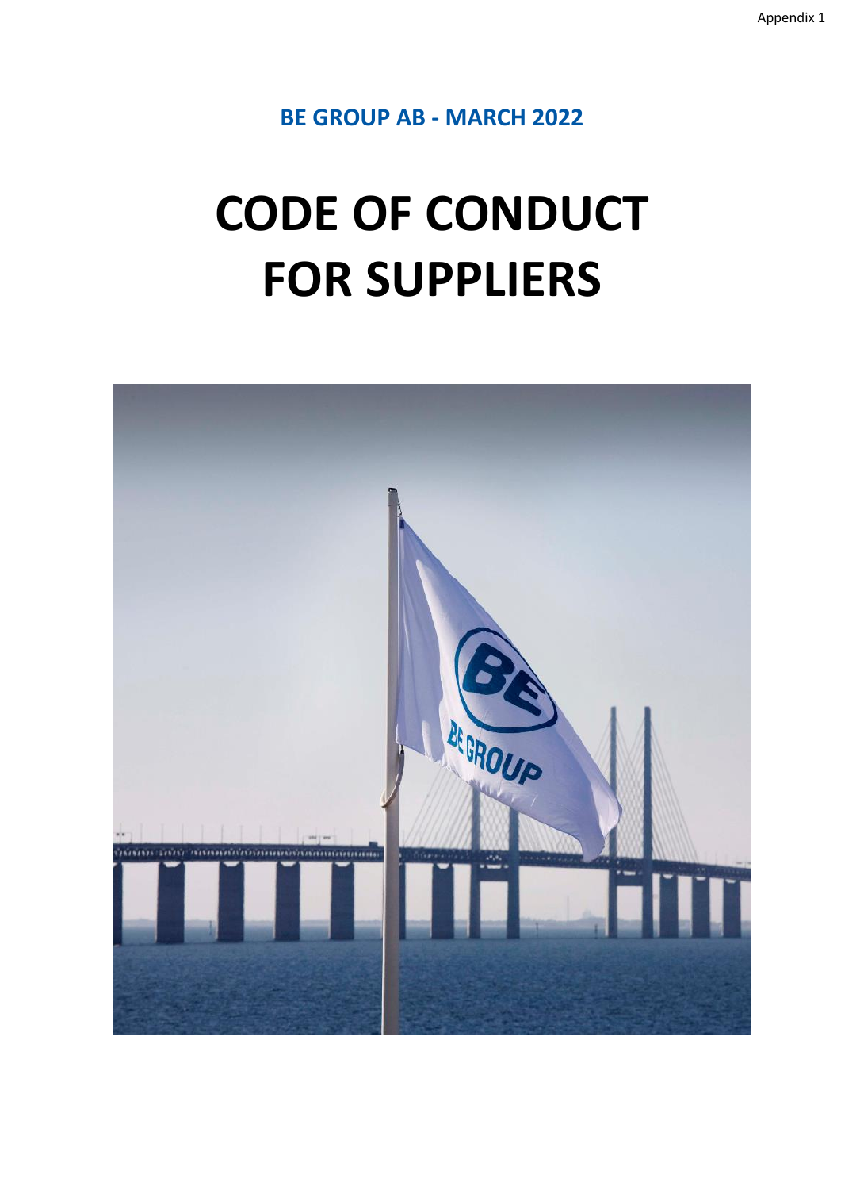Appendix 1

**BE GROUP AB - MARCH 2022**

# CODE OF CONDUCT FOR SUPPLIERS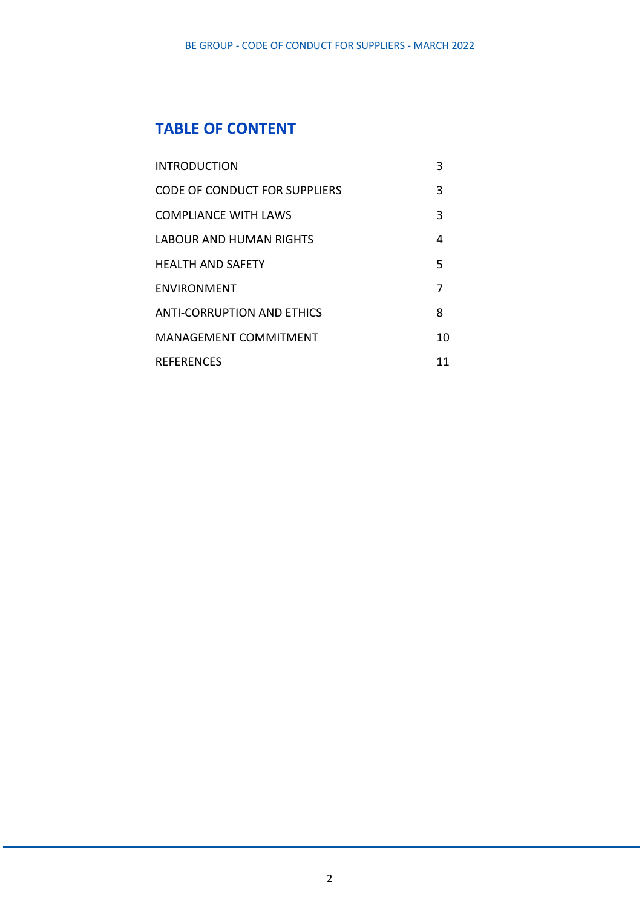## TABLE OF CONTENT

| | |
|---|---|
| INTRODUCTION | 3 |
| CODE OF CONDUCT FOR SUPPLIERS | 3 |
| COMPLIANCE WITH LAWS | 3 |
| LABOUR AND HUMAN RIGHTS | 4 |
| HEALTH AND SAFETY | 5 |
| ENVIRONMENT | 7 |
| ANTI-CORRUPTION AND ETHICS | 8 |
| MANAGEMENT COMMITMENT | 10 |
| REFERENCES | 11 |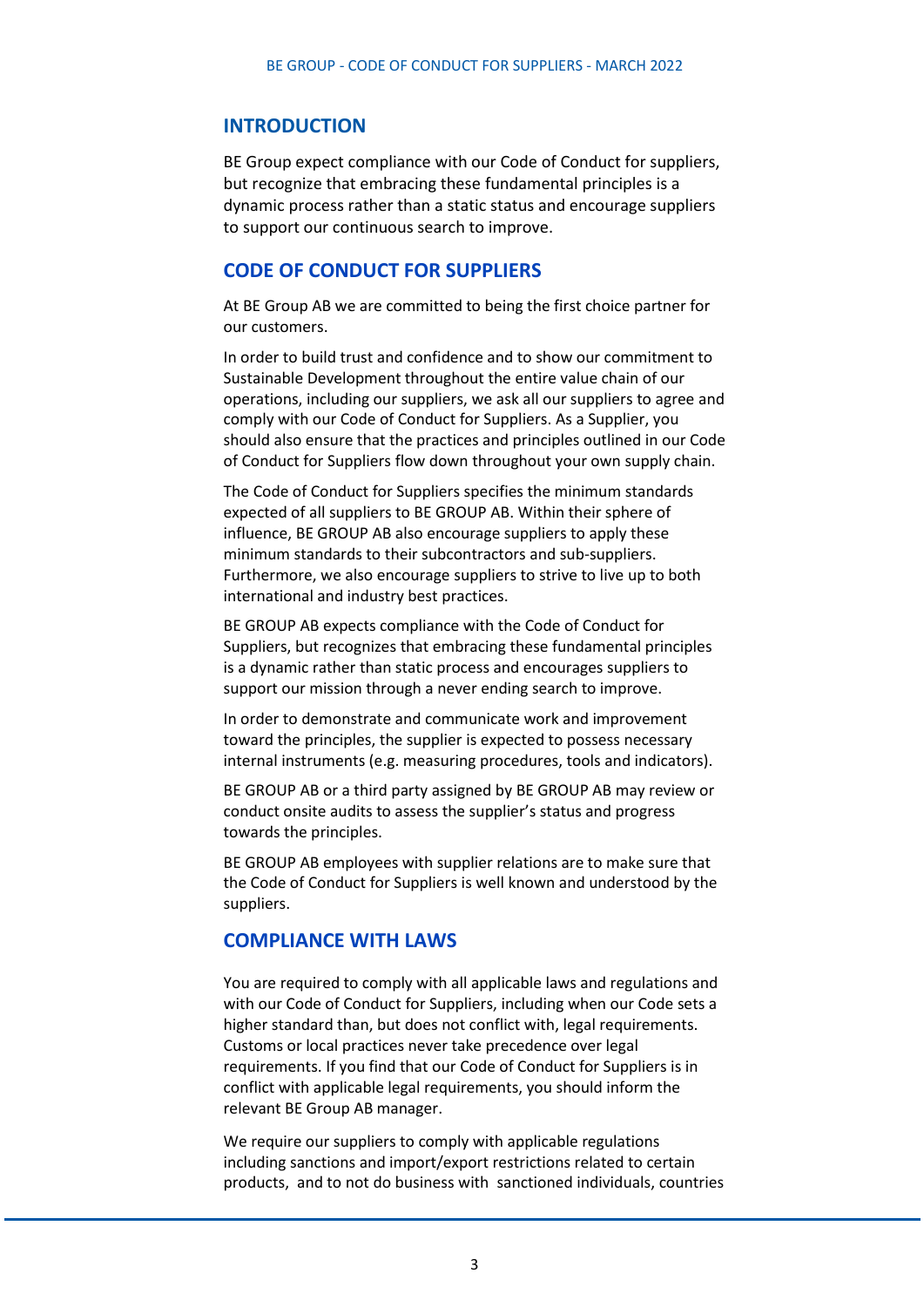## INTRODUCTION

BE Group expect compliance with our Code of Conduct for suppliers, but recognize that embracing these fundamental principles is a dynamic process rather than a static status and encourage suppliers to support our continuous search to improve.

## CODE OF CONDUCT FOR SUPPLIERS

At BE Group AB we are committed to being the first choice partner for our customers.

In order to build trust and confidence and to show our commitment to Sustainable Development throughout the entire value chain of our operations, including our suppliers, we ask all our suppliers to agree and comply with our Code of Conduct for Suppliers. As a Supplier, you should also ensure that the practices and principles outlined in our Code of Conduct for Suppliers flow down throughout your own supply chain.

The Code of Conduct for Suppliers specifies the minimum standards expected of all suppliers to BE GROUP AB. Within their sphere of influence, BE GROUP AB also encourage suppliers to apply these minimum standards to their subcontractors and sub-suppliers. Furthermore, we also encourage suppliers to strive to live up to both international and industry best practices.

BE GROUP AB expects compliance with the Code of Conduct for Suppliers, but recognizes that embracing these fundamental principles is a dynamic rather than static process and encourages suppliers to support our mission through a never ending search to improve.

In order to demonstrate and communicate work and improvement toward the principles, the supplier is expected to possess necessary internal instruments (e.g. measuring procedures, tools and indicators).

BE GROUP AB or a third party assigned by BE GROUP AB may review or conduct onsite audits to assess the supplier's status and progress towards the principles.

BE GROUP AB employees with supplier relations are to make sure that the Code of Conduct for Suppliers is well known and understood by the suppliers.

## COMPLIANCE WITH LAWS

You are required to comply with all applicable laws and regulations and with our Code of Conduct for Suppliers, including when our Code sets a higher standard than, but does not conflict with, legal requirements. Customs or local practices never take precedence over legal requirements. If you find that our Code of Conduct for Suppliers is in conflict with applicable legal requirements, you should inform the relevant BE Group AB manager.

We require our suppliers to comply with applicable regulations including sanctions and import/export restrictions related to certain products, and to not do business with sanctioned individuals, countries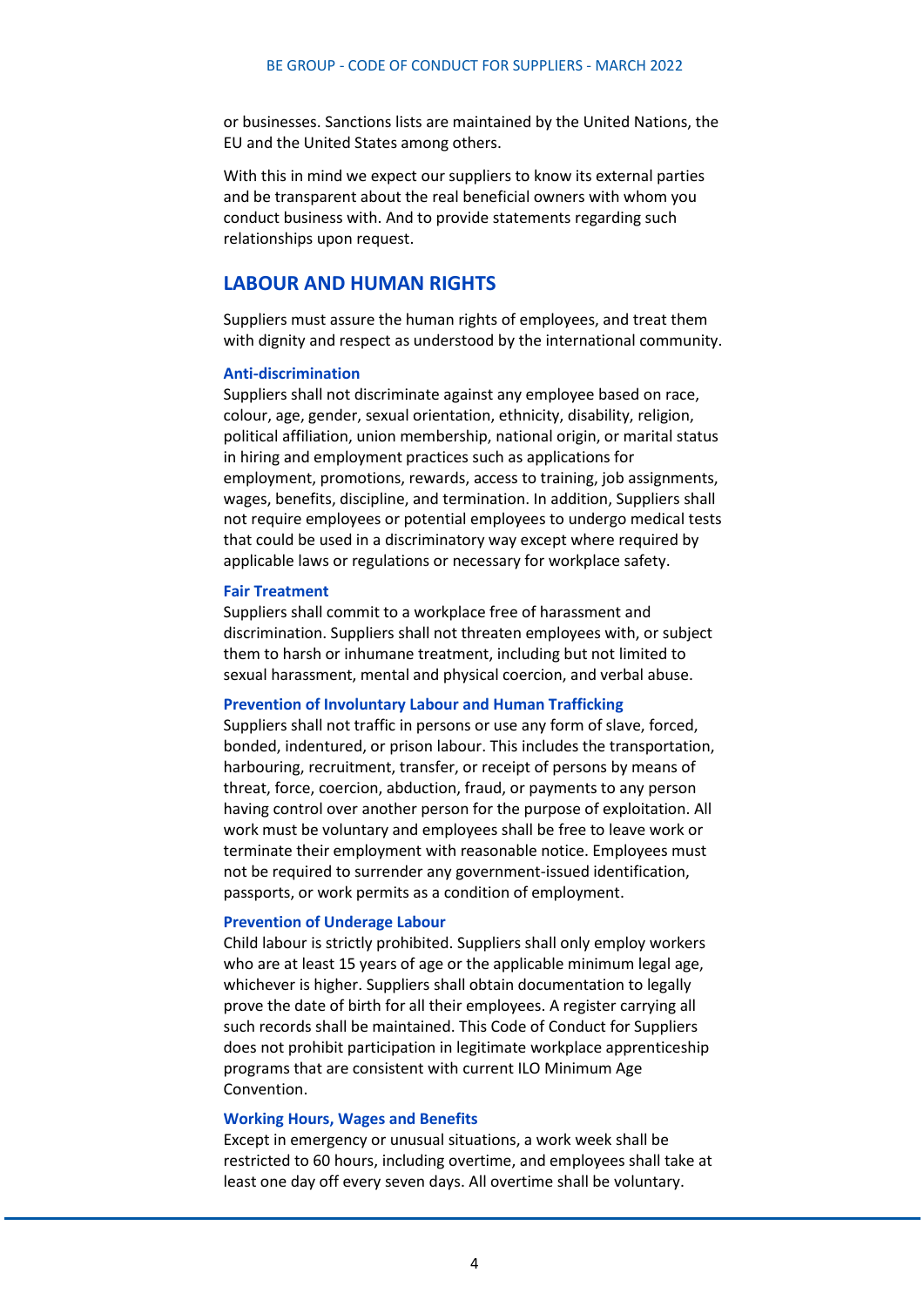or businesses. Sanctions lists are maintained by the United Nations, the EU and the United States among others.

With this in mind we expect our suppliers to know its external parties and be transparent about the real beneficial owners with whom you conduct business with. And to provide statements regarding such relationships upon request.

## LABOUR AND HUMAN RIGHTS

Suppliers must assure the human rights of employees, and treat them with dignity and respect as understood by the international community.

### Anti-discrimination

Suppliers shall not discriminate against any employee based on race, colour, age, gender, sexual orientation, ethnicity, disability, religion, political affiliation, union membership, national origin, or marital status in hiring and employment practices such as applications for employment, promotions, rewards, access to training, job assignments, wages, benefits, discipline, and termination. In addition, Suppliers shall not require employees or potential employees to undergo medical tests that could be used in a discriminatory way except where required by applicable laws or regulations or necessary for workplace safety.

### Fair Treatment

Suppliers shall commit to a workplace free of harassment and discrimination. Suppliers shall not threaten employees with, or subject them to harsh or inhumane treatment, including but not limited to sexual harassment, mental and physical coercion, and verbal abuse.

### Prevention of Involuntary Labour and Human Trafficking

Suppliers shall not traffic in persons or use any form of slave, forced, bonded, indentured, or prison labour. This includes the transportation, harbouring, recruitment, transfer, or receipt of persons by means of threat, force, coercion, abduction, fraud, or payments to any person having control over another person for the purpose of exploitation. All work must be voluntary and employees shall be free to leave work or terminate their employment with reasonable notice. Employees must not be required to surrender any government-issued identification, passports, or work permits as a condition of employment.

### Prevention of Underage Labour

Child labour is strictly prohibited. Suppliers shall only employ workers who are at least 15 years of age or the applicable minimum legal age, whichever is higher. Suppliers shall obtain documentation to legally prove the date of birth for all their employees. A register carrying all such records shall be maintained. This Code of Conduct for Suppliers does not prohibit participation in legitimate workplace apprenticeship programs that are consistent with current ILO Minimum Age Convention.

### Working Hours, Wages and Benefits

Except in emergency or unusual situations, a work week shall be restricted to 60 hours, including overtime, and employees shall take at least one day off every seven days. All overtime shall be voluntary.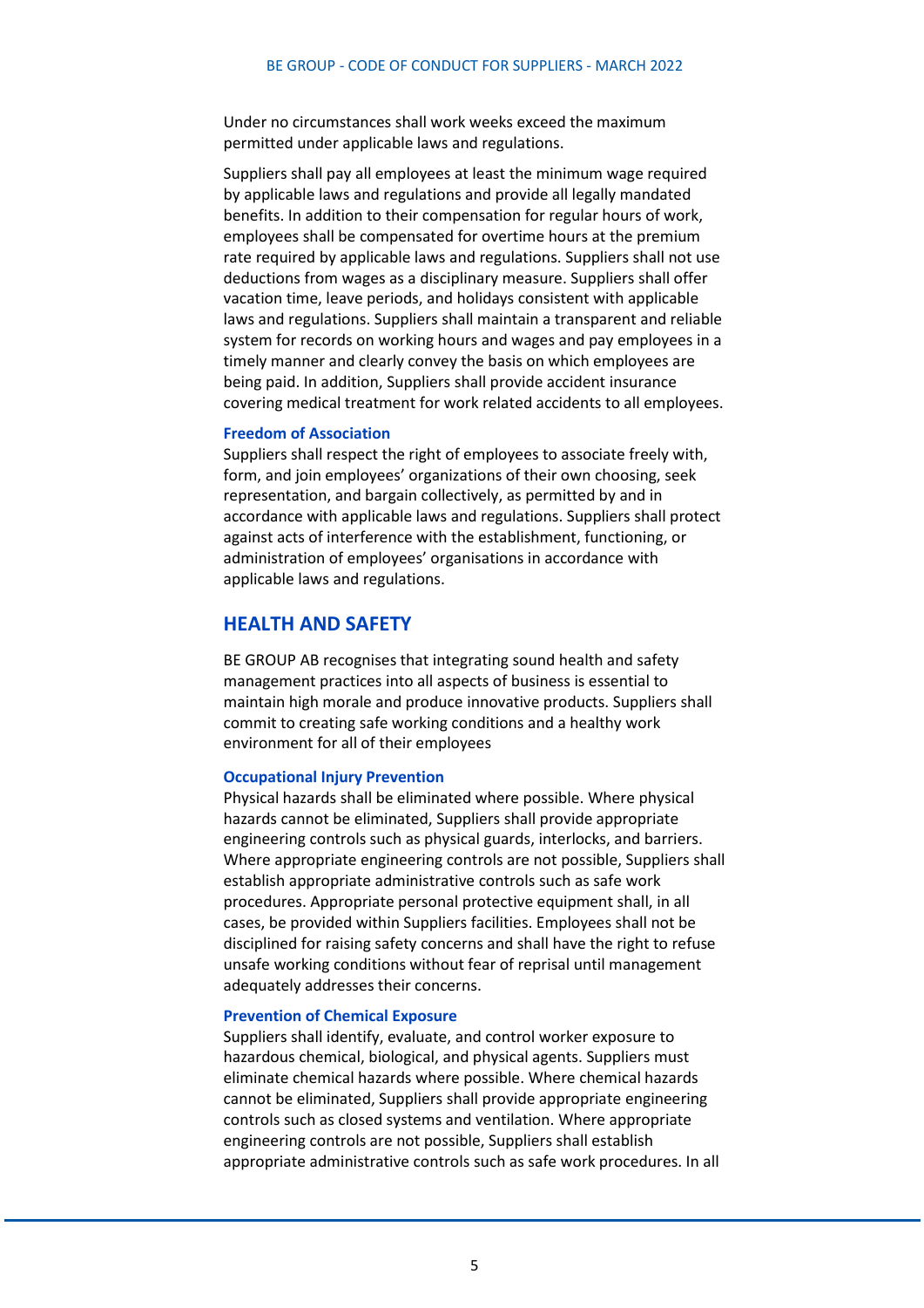Under no circumstances shall work weeks exceed the maximum permitted under applicable laws and regulations.

Suppliers shall pay all employees at least the minimum wage required by applicable laws and regulations and provide all legally mandated benefits. In addition to their compensation for regular hours of work, employees shall be compensated for overtime hours at the premium rate required by applicable laws and regulations. Suppliers shall not use deductions from wages as a disciplinary measure. Suppliers shall offer vacation time, leave periods, and holidays consistent with applicable laws and regulations. Suppliers shall maintain a transparent and reliable system for records on working hours and wages and pay employees in a timely manner and clearly convey the basis on which employees are being paid. In addition, Suppliers shall provide accident insurance covering medical treatment for work related accidents to all employees.

### Freedom of Association

Suppliers shall respect the right of employees to associate freely with, form, and join employees' organizations of their own choosing, seek representation, and bargain collectively, as permitted by and in accordance with applicable laws and regulations. Suppliers shall protect against acts of interference with the establishment, functioning, or administration of employees' organisations in accordance with applicable laws and regulations.

## HEALTH AND SAFETY

BE GROUP AB recognises that integrating sound health and safety management practices into all aspects of business is essential to maintain high morale and produce innovative products. Suppliers shall commit to creating safe working conditions and a healthy work environment for all of their employees

### Occupational Injury Prevention

Physical hazards shall be eliminated where possible. Where physical hazards cannot be eliminated, Suppliers shall provide appropriate engineering controls such as physical guards, interlocks, and barriers. Where appropriate engineering controls are not possible, Suppliers shall establish appropriate administrative controls such as safe work procedures. Appropriate personal protective equipment shall, in all cases, be provided within Suppliers facilities. Employees shall not be disciplined for raising safety concerns and shall have the right to refuse unsafe working conditions without fear of reprisal until management adequately addresses their concerns.

### Prevention of Chemical Exposure

Suppliers shall identify, evaluate, and control worker exposure to hazardous chemical, biological, and physical agents. Suppliers must eliminate chemical hazards where possible. Where chemical hazards cannot be eliminated, Suppliers shall provide appropriate engineering controls such as closed systems and ventilation. Where appropriate engineering controls are not possible, Suppliers shall establish appropriate administrative controls such as safe work procedures. In all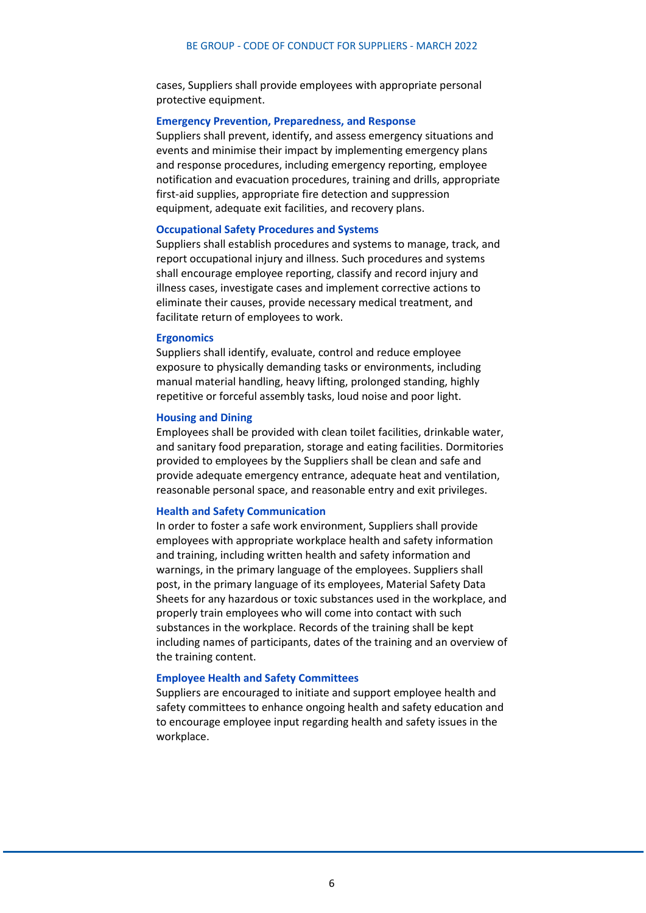cases, Suppliers shall provide employees with appropriate personal protective equipment.

### Emergency Prevention, Preparedness, and Response

Suppliers shall prevent, identify, and assess emergency situations and events and minimise their impact by implementing emergency plans and response procedures, including emergency reporting, employee notification and evacuation procedures, training and drills, appropriate first-aid supplies, appropriate fire detection and suppression equipment, adequate exit facilities, and recovery plans.

### Occupational Safety Procedures and Systems

Suppliers shall establish procedures and systems to manage, track, and report occupational injury and illness. Such procedures and systems shall encourage employee reporting, classify and record injury and illness cases, investigate cases and implement corrective actions to eliminate their causes, provide necessary medical treatment, and facilitate return of employees to work.

### Ergonomics

Suppliers shall identify, evaluate, control and reduce employee exposure to physically demanding tasks or environments, including manual material handling, heavy lifting, prolonged standing, highly repetitive or forceful assembly tasks, loud noise and poor light.

### Housing and Dining

Employees shall be provided with clean toilet facilities, drinkable water, and sanitary food preparation, storage and eating facilities. Dormitories provided to employees by the Suppliers shall be clean and safe and provide adequate emergency entrance, adequate heat and ventilation, reasonable personal space, and reasonable entry and exit privileges.

### Health and Safety Communication

In order to foster a safe work environment, Suppliers shall provide employees with appropriate workplace health and safety information and training, including written health and safety information and warnings, in the primary language of the employees. Suppliers shall post, in the primary language of its employees, Material Safety Data Sheets for any hazardous or toxic substances used in the workplace, and properly train employees who will come into contact with such substances in the workplace. Records of the training shall be kept including names of participants, dates of the training and an overview of the training content.

### Employee Health and Safety Committees

Suppliers are encouraged to initiate and support employee health and safety committees to enhance ongoing health and safety education and to encourage employee input regarding health and safety issues in the workplace.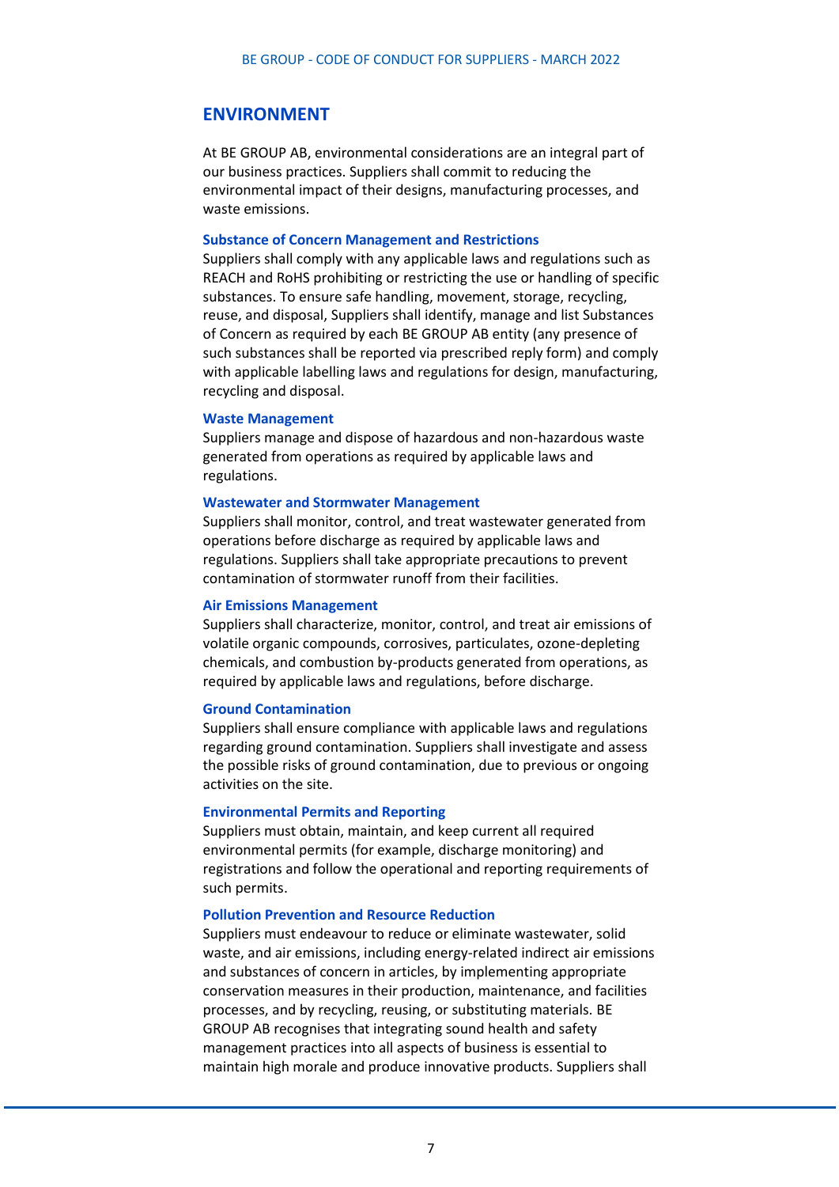## ENVIRONMENT

At BE GROUP AB, environmental considerations are an integral part of our business practices. Suppliers shall commit to reducing the environmental impact of their designs, manufacturing processes, and waste emissions.

### Substance of Concern Management and Restrictions

Suppliers shall comply with any applicable laws and regulations such as REACH and RoHS prohibiting or restricting the use or handling of specific substances. To ensure safe handling, movement, storage, recycling, reuse, and disposal, Suppliers shall identify, manage and list Substances of Concern as required by each BE GROUP AB entity (any presence of such substances shall be reported via prescribed reply form) and comply with applicable labelling laws and regulations for design, manufacturing, recycling and disposal.

### Waste Management

Suppliers manage and dispose of hazardous and non-hazardous waste generated from operations as required by applicable laws and regulations.

### Wastewater and Stormwater Management

Suppliers shall monitor, control, and treat wastewater generated from operations before discharge as required by applicable laws and regulations. Suppliers shall take appropriate precautions to prevent contamination of stormwater runoff from their facilities.

### Air Emissions Management

Suppliers shall characterize, monitor, control, and treat air emissions of volatile organic compounds, corrosives, particulates, ozone-depleting chemicals, and combustion by-products generated from operations, as required by applicable laws and regulations, before discharge.

### Ground Contamination

Suppliers shall ensure compliance with applicable laws and regulations regarding ground contamination. Suppliers shall investigate and assess the possible risks of ground contamination, due to previous or ongoing activities on the site.

### Environmental Permits and Reporting

Suppliers must obtain, maintain, and keep current all required environmental permits (for example, discharge monitoring) and registrations and follow the operational and reporting requirements of such permits.

### Pollution Prevention and Resource Reduction

Suppliers must endeavour to reduce or eliminate wastewater, solid waste, and air emissions, including energy-related indirect air emissions and substances of concern in articles, by implementing appropriate conservation measures in their production, maintenance, and facilities processes, and by recycling, reusing, or substituting materials. BE GROUP AB recognises that integrating sound health and safety management practices into all aspects of business is essential to maintain high morale and produce innovative products. Suppliers shall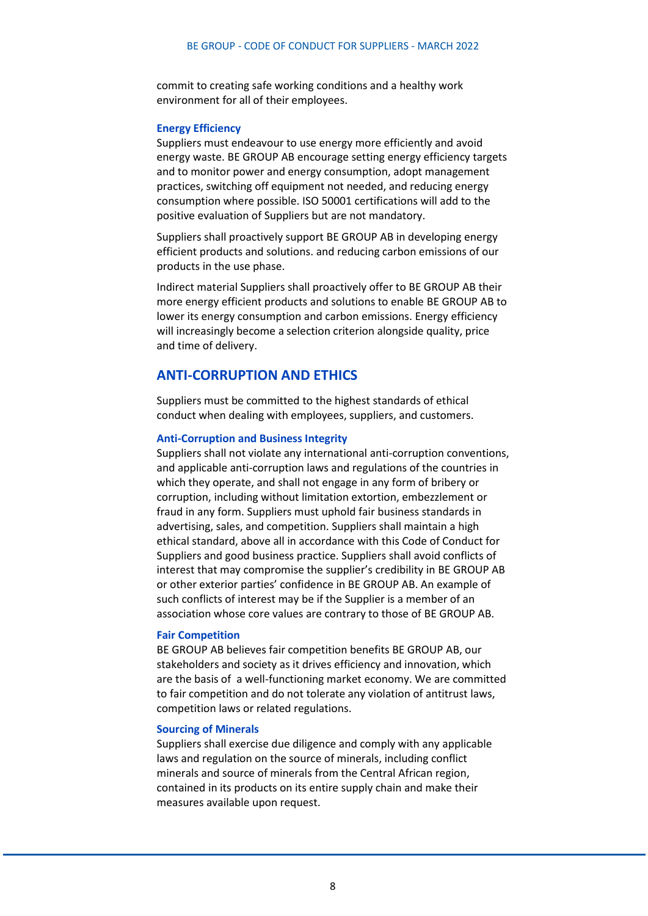commit to creating safe working conditions and a healthy work environment for all of their employees.

### Energy Efficiency

Suppliers must endeavour to use energy more efficiently and avoid energy waste. BE GROUP AB encourage setting energy efficiency targets and to monitor power and energy consumption, adopt management practices, switching off equipment not needed, and reducing energy consumption where possible. ISO 50001 certifications will add to the positive evaluation of Suppliers but are not mandatory.

Suppliers shall proactively support BE GROUP AB in developing energy efficient products and solutions. and reducing carbon emissions of our products in the use phase.

Indirect material Suppliers shall proactively offer to BE GROUP AB their more energy efficient products and solutions to enable BE GROUP AB to lower its energy consumption and carbon emissions. Energy efficiency will increasingly become a selection criterion alongside quality, price and time of delivery.

## ANTI-CORRUPTION AND ETHICS

Suppliers must be committed to the highest standards of ethical conduct when dealing with employees, suppliers, and customers.

### Anti-Corruption and Business Integrity

Suppliers shall not violate any international anti-corruption conventions, and applicable anti-corruption laws and regulations of the countries in which they operate, and shall not engage in any form of bribery or corruption, including without limitation extortion, embezzlement or fraud in any form. Suppliers must uphold fair business standards in advertising, sales, and competition. Suppliers shall maintain a high ethical standard, above all in accordance with this Code of Conduct for Suppliers and good business practice. Suppliers shall avoid conflicts of interest that may compromise the supplier's credibility in BE GROUP AB or other exterior parties' confidence in BE GROUP AB. An example of such conflicts of interest may be if the Supplier is a member of an association whose core values are contrary to those of BE GROUP AB.

### Fair Competition

BE GROUP AB believes fair competition benefits BE GROUP AB, our stakeholders and society as it drives efficiency and innovation, which are the basis of a well-functioning market economy. We are committed to fair competition and do not tolerate any violation of antitrust laws, competition laws or related regulations.

### Sourcing of Minerals

Suppliers shall exercise due diligence and comply with any applicable laws and regulation on the source of minerals, including conflict minerals and source of minerals from the Central African region, contained in its products on its entire supply chain and make their measures available upon request.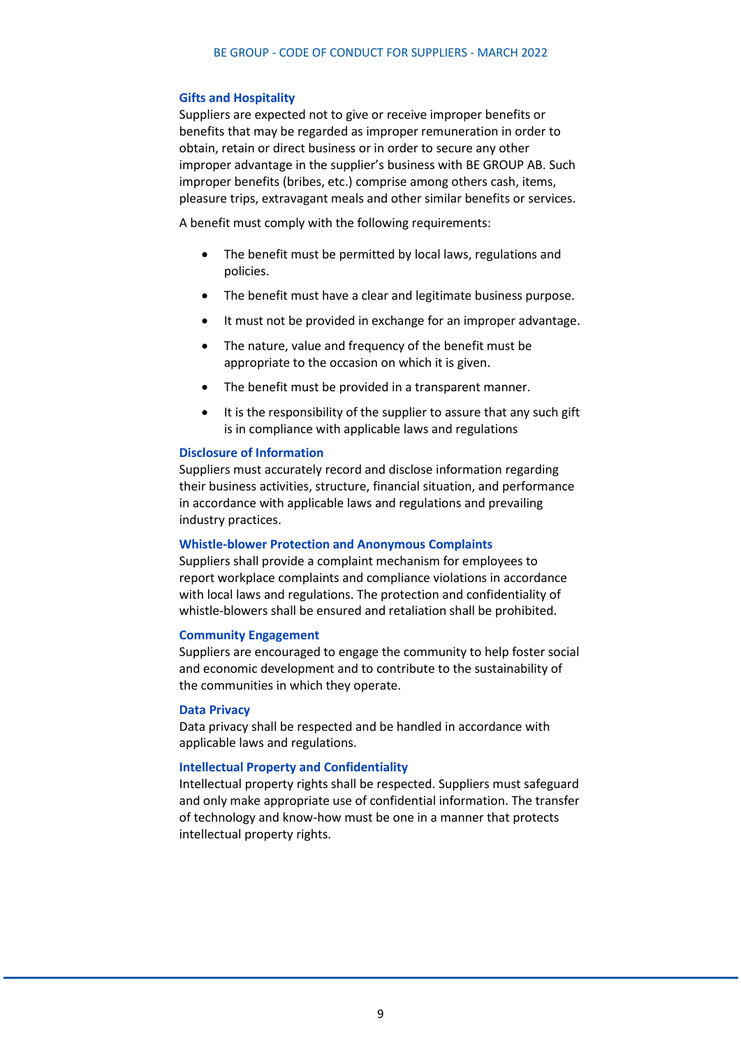### Gifts and Hospitality

Suppliers are expected not to give or receive improper benefits or benefits that may be regarded as improper remuneration in order to obtain, retain or direct business or in order to secure any other improper advantage in the supplier's business with BE GROUP AB. Such improper benefits (bribes, etc.) comprise among others cash, items, pleasure trips, extravagant meals and other similar benefits or services.

A benefit must comply with the following requirements:

- The benefit must be permitted by local laws, regulations and policies.
- The benefit must have a clear and legitimate business purpose.
- It must not be provided in exchange for an improper advantage.
- The nature, value and frequency of the benefit must be appropriate to the occasion on which it is given.
- The benefit must be provided in a transparent manner.
- It is the responsibility of the supplier to assure that any such gift is in compliance with applicable laws and regulations

### Disclosure of Information

Suppliers must accurately record and disclose information regarding their business activities, structure, financial situation, and performance in accordance with applicable laws and regulations and prevailing industry practices.

### Whistle-blower Protection and Anonymous Complaints

Suppliers shall provide a complaint mechanism for employees to report workplace complaints and compliance violations in accordance with local laws and regulations. The protection and confidentiality of whistle-blowers shall be ensured and retaliation shall be prohibited.

### Community Engagement

Suppliers are encouraged to engage the community to help foster social and economic development and to contribute to the sustainability of the communities in which they operate.

### Data Privacy

Data privacy shall be respected and be handled in accordance with applicable laws and regulations.

### Intellectual Property and Confidentiality

Intellectual property rights shall be respected. Suppliers must safeguard and only make appropriate use of confidential information. The transfer of technology and know-how must be one in a manner that protects intellectual property rights.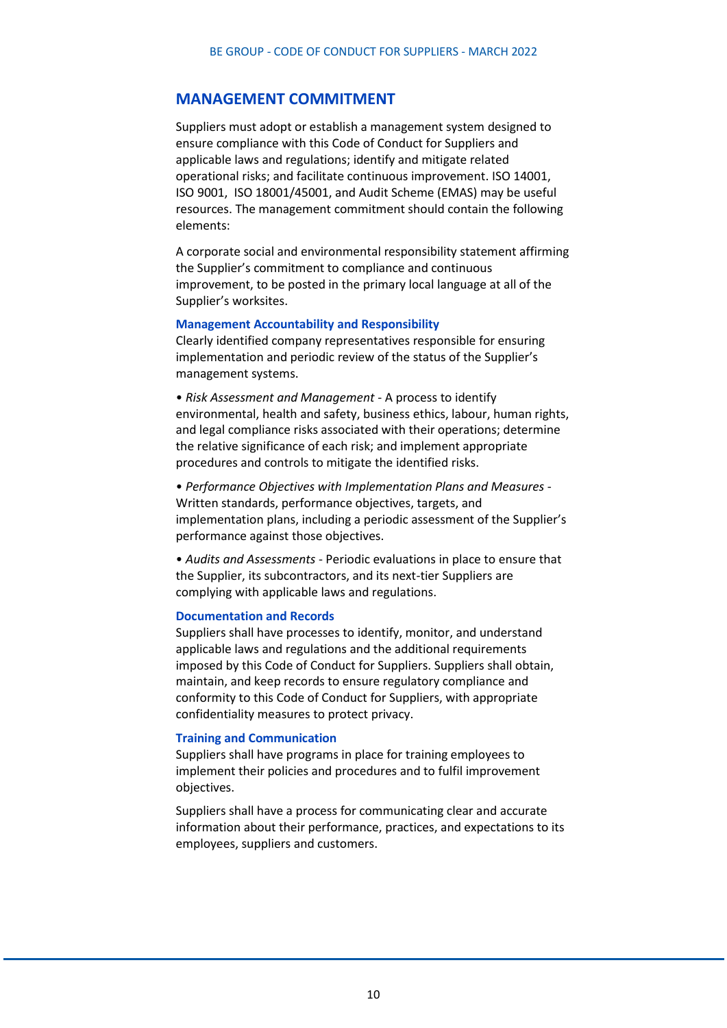## MANAGEMENT COMMITMENT

Suppliers must adopt or establish a management system designed to ensure compliance with this Code of Conduct for Suppliers and applicable laws and regulations; identify and mitigate related operational risks; and facilitate continuous improvement. ISO 14001, ISO 9001, ISO 18001/45001, and Audit Scheme (EMAS) may be useful resources. The management commitment should contain the following elements:

A corporate social and environmental responsibility statement affirming the Supplier's commitment to compliance and continuous improvement, to be posted in the primary local language at all of the Supplier's worksites.

### Management Accountability and Responsibility

Clearly identified company representatives responsible for ensuring implementation and periodic review of the status of the Supplier's management systems.

• *Risk Assessment and Management* - A process to identify environmental, health and safety, business ethics, labour, human rights, and legal compliance risks associated with their operations; determine the relative significance of each risk; and implement appropriate procedures and controls to mitigate the identified risks.

• *Performance Objectives with Implementation Plans and Measures* - Written standards, performance objectives, targets, and implementation plans, including a periodic assessment of the Supplier's performance against those objectives.

• *Audits and Assessments* - Periodic evaluations in place to ensure that the Supplier, its subcontractors, and its next-tier Suppliers are complying with applicable laws and regulations.

### Documentation and Records

Suppliers shall have processes to identify, monitor, and understand applicable laws and regulations and the additional requirements imposed by this Code of Conduct for Suppliers. Suppliers shall obtain, maintain, and keep records to ensure regulatory compliance and conformity to this Code of Conduct for Suppliers, with appropriate confidentiality measures to protect privacy.

### Training and Communication

Suppliers shall have programs in place for training employees to implement their policies and procedures and to fulfil improvement objectives.

Suppliers shall have a process for communicating clear and accurate information about their performance, practices, and expectations to its employees, suppliers and customers.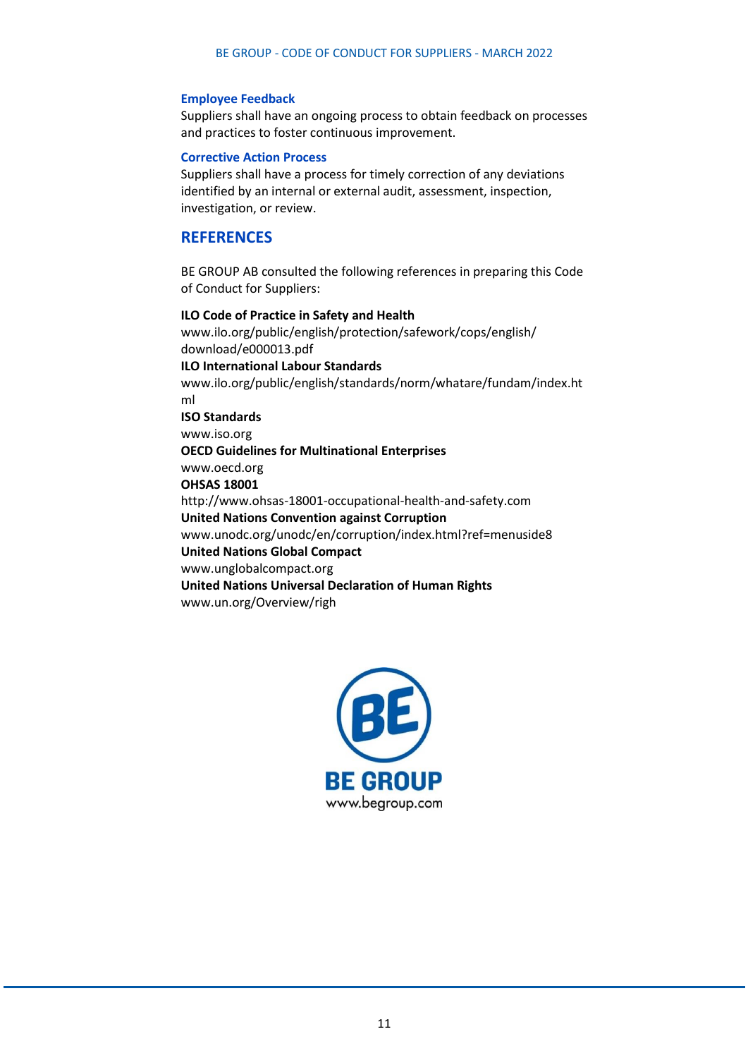### Employee Feedback

Suppliers shall have an ongoing process to obtain feedback on processes and practices to foster continuous improvement.

### Corrective Action Process

Suppliers shall have a process for timely correction of any deviations identified by an internal or external audit, assessment, inspection, investigation, or review.

## REFERENCES

BE GROUP AB consulted the following references in preparing this Code of Conduct for Suppliers:

**ILO Code of Practice in Safety and Health**
www.ilo.org/public/english/protection/safework/cops/english/download/e000013.pdf
**ILO International Labour Standards**
www.ilo.org/public/english/standards/norm/whatare/fundam/index.html
**ISO Standards**
www.iso.org
**OECD Guidelines for Multinational Enterprises**
www.oecd.org
**OHSAS 18001**
http://www.ohsas-18001-occupational-health-and-safety.com
**United Nations Convention against Corruption**
www.unodc.org/unodc/en/corruption/index.html?ref=menuside8
**United Nations Global Compact**
www.unglobalcompact.org
**United Nations Universal Declaration of Human Rights**
www.un.org/Overview/righ

BE GROUP
www.begroup.com